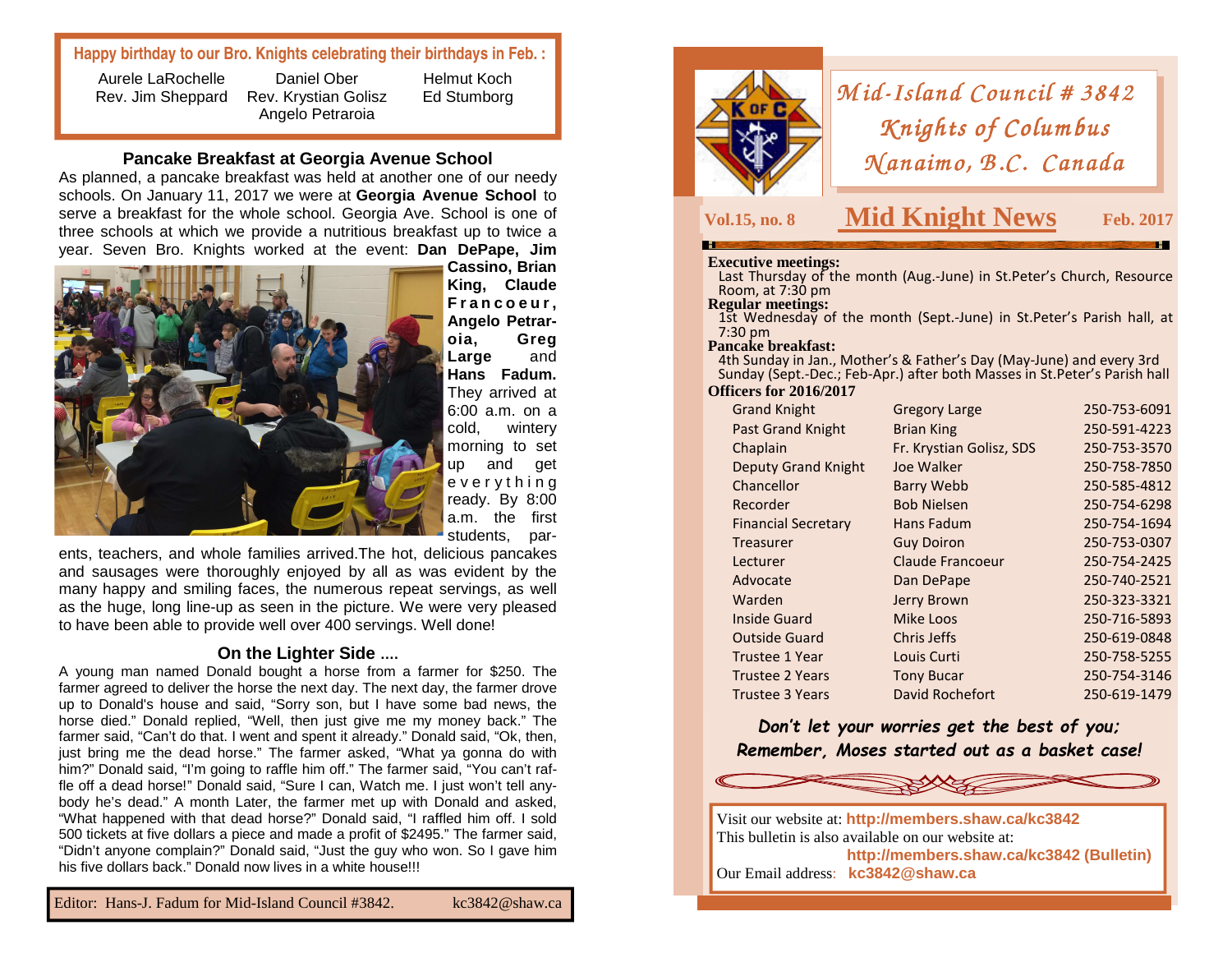**Happy birthday to our Bro. Knights celebrating their birthdays in Feb. :**

Aurele LaRochelle, Daniel Ober, Helmut Koch, Rev. Jim Sheppard, Rev. Krystian Golisz, Ed Stumborg, Angelo Petraroia

### Pancake Breakfast at Georgia Avenue School

As planned, a pancake breakfast was held at another one of our needy schools. On January 11, 2017 we were at **Georgia Avenue School** to serve a breakfast for the whole school. Georgia Ave. School is one of three schools at which we provide a nutritious breakfast up to twice a year. Seven Bro. Knights worked at the event: **Dan DePape, Jim Cassino, Brian King, Claude Francoeur, Angelo Petraroia, Greg Large** and **Hans Fadum.** They arrived at 6:00 a.m. on a cold, wintery morning to set up and get everything ready. By 8:00 a.m. the first students, parents, teachers, and whole families arrived.The hot, delicious pancakes and sausages were thoroughly enjoyed by all as was evident by the many happy and smiling faces, the numerous repeat servings, as well as the huge, long line-up as seen in the picture. We were very pleased to have been able to provide well over 400 servings. Well done!

### On the Lighter Side ....

A young man named Donald bought a horse from a farmer for $250. The farmer agreed to deliver the horse the next day. The next day, the farmer drove up to Donald's house and said, "Sorry son, but I have some bad news, the horse died." Donald replied, "Well, then just give me my money back." The farmer said, "Can't do that. I went and spent it already." Donald said, "Ok, then, just bring me the dead horse." The farmer asked, "What ya gonna do with him?" Donald said, "I'm going to raffle him off." The farmer said, "You can't raffle off a dead horse!" Donald said, "Sure I can, Watch me. I just won't tell anybody he's dead." A month Later, the farmer met up with Donald and asked, "What happened with that dead horse?" Donald said, "I raffled him off. I sold 500 tickets at five dollars a piece and made a profit of $2495." The farmer said, "Didn't anyone complain?" Donald said, "Just the guy who won. So I gave him his five dollars back." Donald now lives in a white house!!!

Editor: Hans-J. Fadum for Mid-Island Council #3842. kc3842@shaw.ca

# *Mid-Island Council # 3842*
# *Knights of Columbus*
# *Nanaimo, B.C. Canada*

**Vol.15, no. 8** **Mid Knight News** **Feb. 2017**

**Executive meetings:**
Last Thursday of the month (Aug.-June) in St.Peter's Church, Resource Room, at 7:30 pm

**Regular meetings:**
1st Wednesday of the month (Sept.-June) in St.Peter's Parish hall, at 7:30 pm

**Pancake breakfast:**
4th Sunday in Jan., Mother's & Father's Day (May-June) and every 3rd Sunday (Sept.-Dec.; Feb-Apr.) after both Masses in St.Peter's Parish hall

**Officers for 2016/2017**

| Office | Name | Phone |
|---|---|---|
| Grand Knight | Gregory Large | 250-753-6091 |
| Past Grand Knight | Brian King | 250-591-4223 |
| Chaplain | Fr. Krystian Golisz, SDS | 250-753-3570 |
| Deputy Grand Knight | Joe Walker | 250-758-7850 |
| Chancellor | Barry Webb | 250-585-4812 |
| Recorder | Bob Nielsen | 250-754-6298 |
| Financial Secretary | Hans Fadum | 250-754-1694 |
| Treasurer | Guy Doiron | 250-753-0307 |
| Lecturer | Claude Francoeur | 250-754-2425 |
| Advocate | Dan DePape | 250-740-2521 |
| Warden | Jerry Brown | 250-323-3321 |
| Inside Guard | Mike Loos | 250-716-5893 |
| Outside Guard | Chris Jeffs | 250-619-0848 |
| Trustee 1 Year | Louis Curti | 250-758-5255 |
| Trustee 2 Years | Tony Bucar | 250-754-3146 |
| Trustee 3 Years | David Rochefort | 250-619-1479 |

***Don't let your worries get the best of you; Remember, Moses started out as a basket case!***

Visit our website at: **http://members.shaw.ca/kc3842**
This bulletin is also available on our website at:
**http://members.shaw.ca/kc3842 (Bulletin)**
Our Email address: **kc3842@shaw.ca**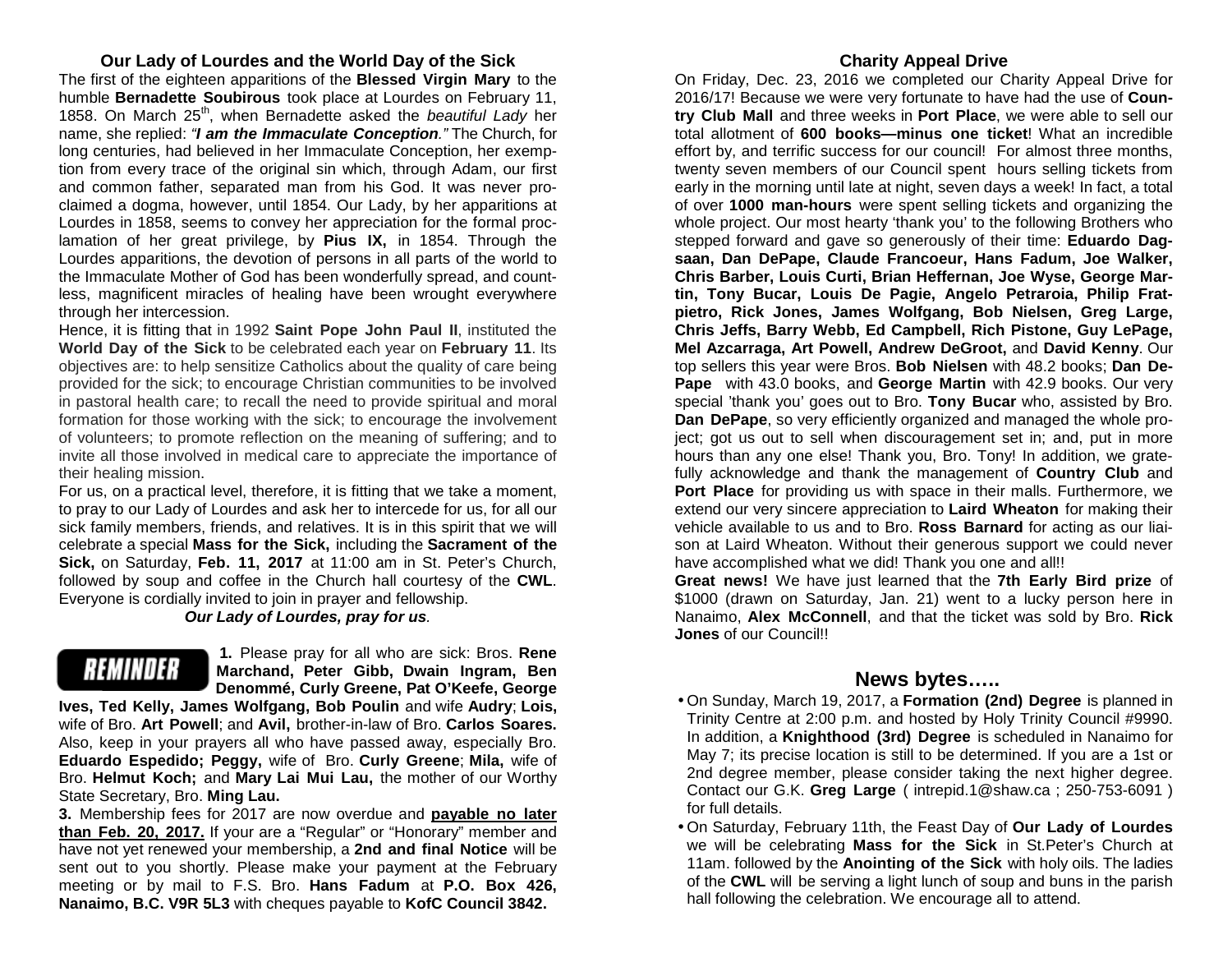## Our Lady of Lourdes and the World Day of the Sick

The first of the eighteen apparitions of the **Blessed Virgin Mary** to the humble **Bernadette Soubirous** took place at Lourdes on February 11, 1858. On March 25th, when Bernadette asked the *beautiful Lady* her name, she replied: *"**I am the Immaculate Conception**."* The Church, for long centuries, had believed in her Immaculate Conception, her exemption from every trace of the original sin which, through Adam, our first and common father, separated man from his God. It was never proclaimed a dogma, however, until 1854. Our Lady, by her apparitions at Lourdes in 1858, seems to convey her appreciation for the formal proclamation of her great privilege, by **Pius IX,** in 1854. Through the Lourdes apparitions, the devotion of persons in all parts of the world to the Immaculate Mother of God has been wonderfully spread, and countless, magnificent miracles of healing have been wrought everywhere through her intercession.

Hence, it is fitting that in 1992 **Saint Pope John Paul II**, instituted the **World Day of the Sick** to be celebrated each year on **February 11**. Its objectives are: to help sensitize Catholics about the quality of care being provided for the sick; to encourage Christian communities to be involved in pastoral health care; to recall the need to provide spiritual and moral formation for those working with the sick; to encourage the involvement of volunteers; to promote reflection on the meaning of suffering; and to invite all those involved in medical care to appreciate the importance of their healing mission.

For us, on a practical level, therefore, it is fitting that we take a moment, to pray to our Lady of Lourdes and ask her to intercede for us, for all our sick family members, friends, and relatives. It is in this spirit that we will celebrate a special **Mass for the Sick,** including the **Sacrament of the Sick,** on Saturday, **Feb. 11, 2017** at 11:00 am in St. Peter's Church, followed by soup and coffee in the Church hall courtesy of the **CWL**. Everyone is cordially invited to join in prayer and fellowship.

***Our Lady of Lourdes, pray for us**.*

**REMINDER**

**1.** Please pray for all who are sick: Bros. **Rene Marchand, Peter Gibb, Dwain Ingram, Ben Denommé, Curly Greene, Pat O'Keefe, George Ives, Ted Kelly, James Wolfgang, Bob Poulin** and wife **Audry**; **Lois,** wife of Bro. **Art Powell**; and **Avil,** brother-in-law of Bro. **Carlos Soares.** Also, keep in your prayers all who have passed away, especially Bro. **Eduardo Espedido; Peggy,** wife of Bro. **Curly Greene**; **Mila,** wife of Bro. **Helmut Koch;** and **Mary Lai Mui Lau,** the mother of our Worthy State Secretary, Bro. **Ming Lau.**

**3.** Membership fees for 2017 are now overdue and **payable no later than Feb. 20, 2017.** If your are a "Regular" or "Honorary" member and have not yet renewed your membership, a **2nd and final Notice** will be sent out to you shortly. Please make your payment at the February meeting or by mail to F.S. Bro. **Hans Fadum** at **P.O. Box 426, Nanaimo, B.C. V9R 5L3** with cheques payable to **KofC Council 3842.**

## Charity Appeal Drive

On Friday, Dec. 23, 2016 we completed our Charity Appeal Drive for 2016/17! Because we were very fortunate to have had the use of **Country Club Mall** and three weeks in **Port Place**, we were able to sell our total allotment of **600 books—minus one ticket**! What an incredible effort by, and terrific success for our council! For almost three months, twenty seven members of our Council spent hours selling tickets from early in the morning until late at night, seven days a week! In fact, a total of over **1000 man-hours** were spent selling tickets and organizing the whole project. Our most hearty 'thank you' to the following Brothers who stepped forward and gave so generously of their time: **Eduardo Dagsaan, Dan DePape, Claude Francoeur, Hans Fadum, Joe Walker, Chris Barber, Louis Curti, Brian Heffernan, Joe Wyse, George Martin, Tony Bucar, Louis De Pagie, Angelo Petraroia, Philip Fratpietro, Rick Jones, James Wolfgang, Bob Nielsen, Greg Large, Chris Jeffs, Barry Webb, Ed Campbell, Rich Pistone, Guy LePage, Mel Azcarraga, Art Powell, Andrew DeGroot,** and **David Kenny**. Our top sellers this year were Bros. **Bob Nielsen** with 48.2 books; **Dan DePape** with 43.0 books, and **George Martin** with 42.9 books. Our very special 'thank you' goes out to Bro. **Tony Bucar** who, assisted by Bro. **Dan DePape**, so very efficiently organized and managed the whole project; got us out to sell when discouragement set in; and, put in more hours than any one else! Thank you, Bro. Tony! In addition, we gratefully acknowledge and thank the management of **Country Club** and **Port Place** for providing us with space in their malls. Furthermore, we extend our very sincere appreciation to **Laird Wheaton** for making their vehicle available to us and to Bro. **Ross Barnard** for acting as our liaison at Laird Wheaton. Without their generous support we could never have accomplished what we did! Thank you one and all!!

**Great news!** We have just learned that the **7th Early Bird prize** of $1000 (drawn on Saturday, Jan. 21) went to a lucky person here in Nanaimo, **Alex McConnell**, and that the ticket was sold by Bro. **Rick Jones** of our Council!!

## News bytes…..

- On Sunday, March 19, 2017, a **Formation (2nd) Degree** is planned in Trinity Centre at 2:00 p.m. and hosted by Holy Trinity Council #9990. In addition, a **Knighthood (3rd) Degree** is scheduled in Nanaimo for May 7; its precise location is still to be determined. If you are a 1st or 2nd degree member, please consider taking the next higher degree. Contact our G.K. **Greg Large** ( intrepid.1@shaw.ca ; 250-753-6091 ) for full details.
- On Saturday, February 11th, the Feast Day of **Our Lady of Lourdes** we will be celebrating **Mass for the Sick** in St.Peter's Church at 11am. followed by the **Anointing of the Sick** with holy oils. The ladies of the **CWL** will be serving a light lunch of soup and buns in the parish hall following the celebration. We encourage all to attend.